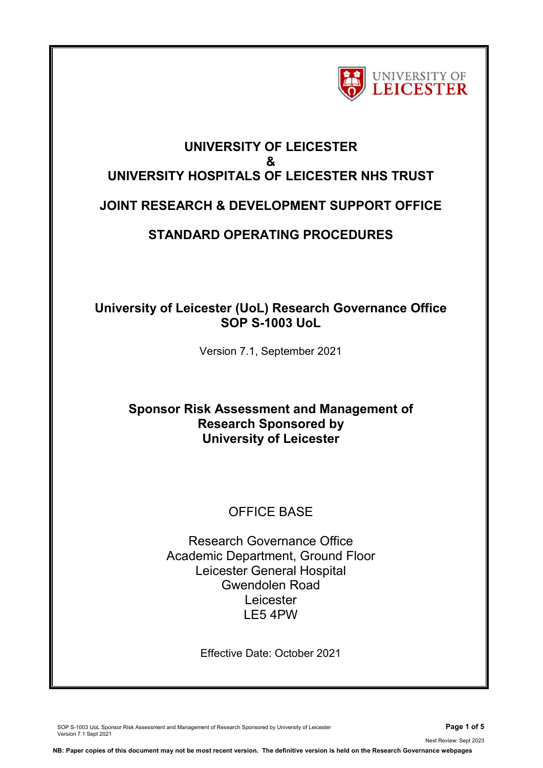# UNIVERSITY OF LEICESTER
# &
# UNIVERSITY HOSPITALS OF LEICESTER NHS TRUST

## JOINT RESEARCH & DEVELOPMENT SUPPORT OFFICE

## STANDARD OPERATING PROCEDURES

**University of Leicester (UoL) Research Governance Office**
**SOP S-1003 UoL**

Version 7.1, September 2021

**Sponsor Risk Assessment and Management of Research Sponsored by University of Leicester**

OFFICE BASE

Research Governance Office
Academic Department, Ground Floor
Leicester General Hospital
Gwendolen Road
Leicester
LE5 4PW

Effective Date: October 2021

NB: Paper copies of this document may not be most recent version. The definitive version is held on the Research Governance webpages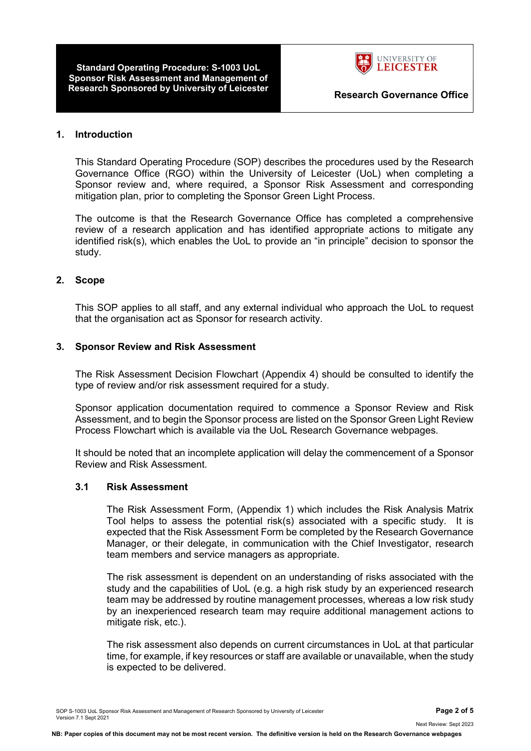## 1. Introduction

This Standard Operating Procedure (SOP) describes the procedures used by the Research Governance Office (RGO) within the University of Leicester (UoL) when completing a Sponsor review and, where required, a Sponsor Risk Assessment and corresponding mitigation plan, prior to completing the Sponsor Green Light Process.

The outcome is that the Research Governance Office has completed a comprehensive review of a research application and has identified appropriate actions to mitigate any identified risk(s), which enables the UoL to provide an "in principle" decision to sponsor the study.

## 2. Scope

This SOP applies to all staff, and any external individual who approach the UoL to request that the organisation act as Sponsor for research activity.

## 3. Sponsor Review and Risk Assessment

The Risk Assessment Decision Flowchart (Appendix 4) should be consulted to identify the type of review and/or risk assessment required for a study.

Sponsor application documentation required to commence a Sponsor Review and Risk Assessment, and to begin the Sponsor process are listed on the Sponsor Green Light Review Process Flowchart which is available via the UoL Research Governance webpages.

It should be noted that an incomplete application will delay the commencement of a Sponsor Review and Risk Assessment.

### 3.1 Risk Assessment

The Risk Assessment Form, (Appendix 1) which includes the Risk Analysis Matrix Tool helps to assess the potential risk(s) associated with a specific study. It is expected that the Risk Assessment Form be completed by the Research Governance Manager, or their delegate, in communication with the Chief Investigator, research team members and service managers as appropriate.

The risk assessment is dependent on an understanding of risks associated with the study and the capabilities of UoL (e.g. a high risk study by an experienced research team may be addressed by routine management processes, whereas a low risk study by an inexperienced research team may require additional management actions to mitigate risk, etc.).

The risk assessment also depends on current circumstances in UoL at that particular time, for example, if key resources or staff are available or unavailable, when the study is expected to be delivered.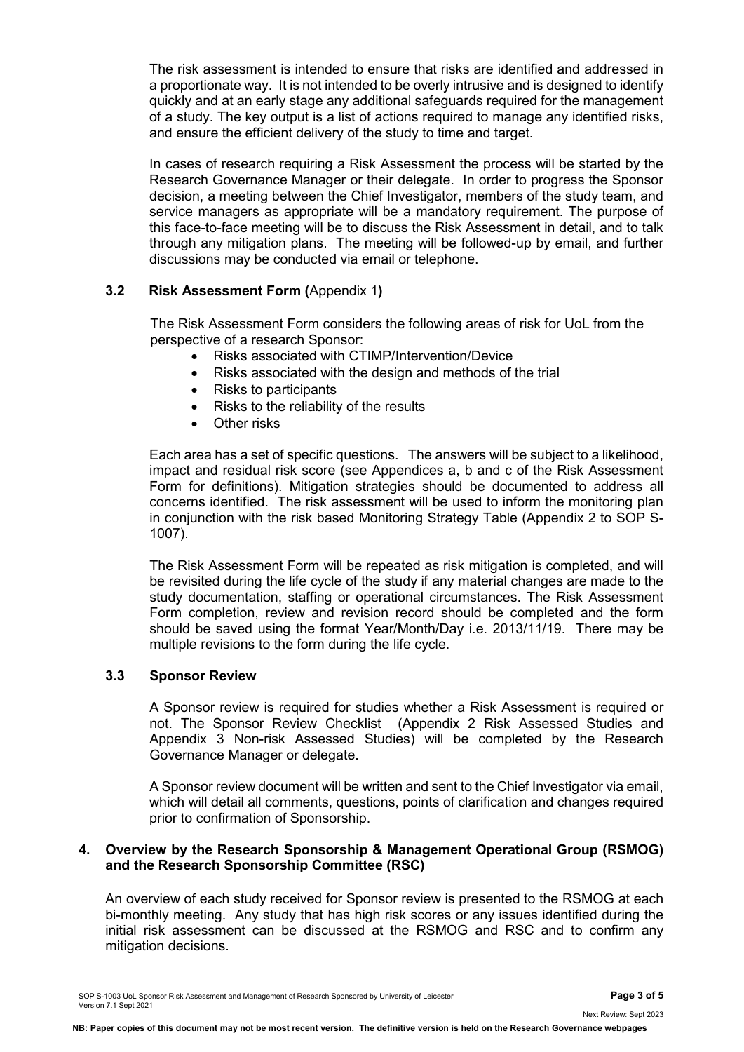The risk assessment is intended to ensure that risks are identified and addressed in a proportionate way. It is not intended to be overly intrusive and is designed to identify quickly and at an early stage any additional safeguards required for the management of a study. The key output is a list of actions required to manage any identified risks, and ensure the efficient delivery of the study to time and target.

In cases of research requiring a Risk Assessment the process will be started by the Research Governance Manager or their delegate. In order to progress the Sponsor decision, a meeting between the Chief Investigator, members of the study team, and service managers as appropriate will be a mandatory requirement. The purpose of this face-to-face meeting will be to discuss the Risk Assessment in detail, and to talk through any mitigation plans. The meeting will be followed-up by email, and further discussions may be conducted via email or telephone.

### 3.2 Risk Assessment Form (Appendix 1)

The Risk Assessment Form considers the following areas of risk for UoL from the perspective of a research Sponsor:

- Risks associated with CTIMP/Intervention/Device
- Risks associated with the design and methods of the trial
- Risks to participants
- Risks to the reliability of the results
- Other risks

Each area has a set of specific questions. The answers will be subject to a likelihood, impact and residual risk score (see Appendices a, b and c of the Risk Assessment Form for definitions). Mitigation strategies should be documented to address all concerns identified. The risk assessment will be used to inform the monitoring plan in conjunction with the risk based Monitoring Strategy Table (Appendix 2 to SOP S-1007).

The Risk Assessment Form will be repeated as risk mitigation is completed, and will be revisited during the life cycle of the study if any material changes are made to the study documentation, staffing or operational circumstances. The Risk Assessment Form completion, review and revision record should be completed and the form should be saved using the format Year/Month/Day i.e. 2013/11/19. There may be multiple revisions to the form during the life cycle.

### 3.3 Sponsor Review

A Sponsor review is required for studies whether a Risk Assessment is required or not. The Sponsor Review Checklist (Appendix 2 Risk Assessed Studies and Appendix 3 Non-risk Assessed Studies) will be completed by the Research Governance Manager or delegate.

A Sponsor review document will be written and sent to the Chief Investigator via email, which will detail all comments, questions, points of clarification and changes required prior to confirmation of Sponsorship.

## 4. Overview by the Research Sponsorship & Management Operational Group (RSMOG) and the Research Sponsorship Committee (RSC)

An overview of each study received for Sponsor review is presented to the RSMOG at each bi-monthly meeting. Any study that has high risk scores or any issues identified during the initial risk assessment can be discussed at the RSMOG and RSC and to confirm any mitigation decisions.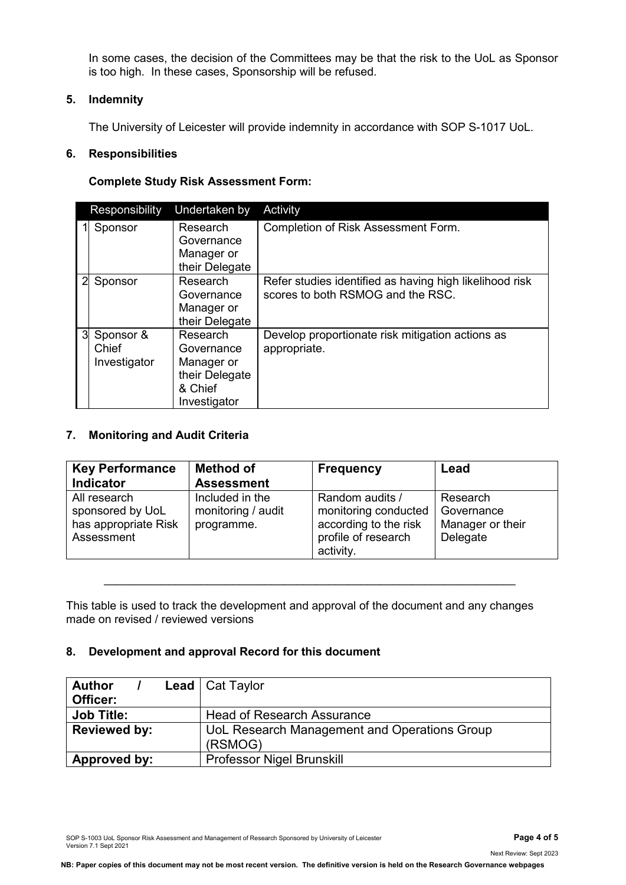In some cases, the decision of the Committees may be that the risk to the UoL as Sponsor is too high. In these cases, Sponsorship will be refused.

## 5. Indemnity

The University of Leicester will provide indemnity in accordance with SOP S-1017 UoL.

## 6. Responsibilities

**Complete Study Risk Assessment Form:**

| | Responsibility | Undertaken by | Activity |
|---|---|---|---|
| 1 | Sponsor | Research Governance Manager or their Delegate | Completion of Risk Assessment Form. |
| 2 | Sponsor | Research Governance Manager or their Delegate | Refer studies identified as having high likelihood risk scores to both RSMOG and the RSC. |
| 3 | Sponsor & Chief Investigator | Research Governance Manager or their Delegate & Chief Investigator | Develop proportionate risk mitigation actions as appropriate. |

## 7. Monitoring and Audit Criteria

| Key Performance Indicator | Method of Assessment | Frequency | Lead |
|---|---|---|---|
| All research sponsored by UoL has appropriate Risk Assessment | Included in the monitoring / audit programme. | Random audits / monitoring conducted according to the risk profile of research activity. | Research Governance Manager or their Delegate |

---

This table is used to track the development and approval of the document and any changes made on revised / reviewed versions

## 8. Development and approval Record for this document

| | |
|---|---|
| **Author / Lead Officer:** | Cat Taylor |
| **Job Title:** | Head of Research Assurance |
| **Reviewed by:** | UoL Research Management and Operations Group (RSMOG) |
| **Approved by:** | Professor Nigel Brunskill |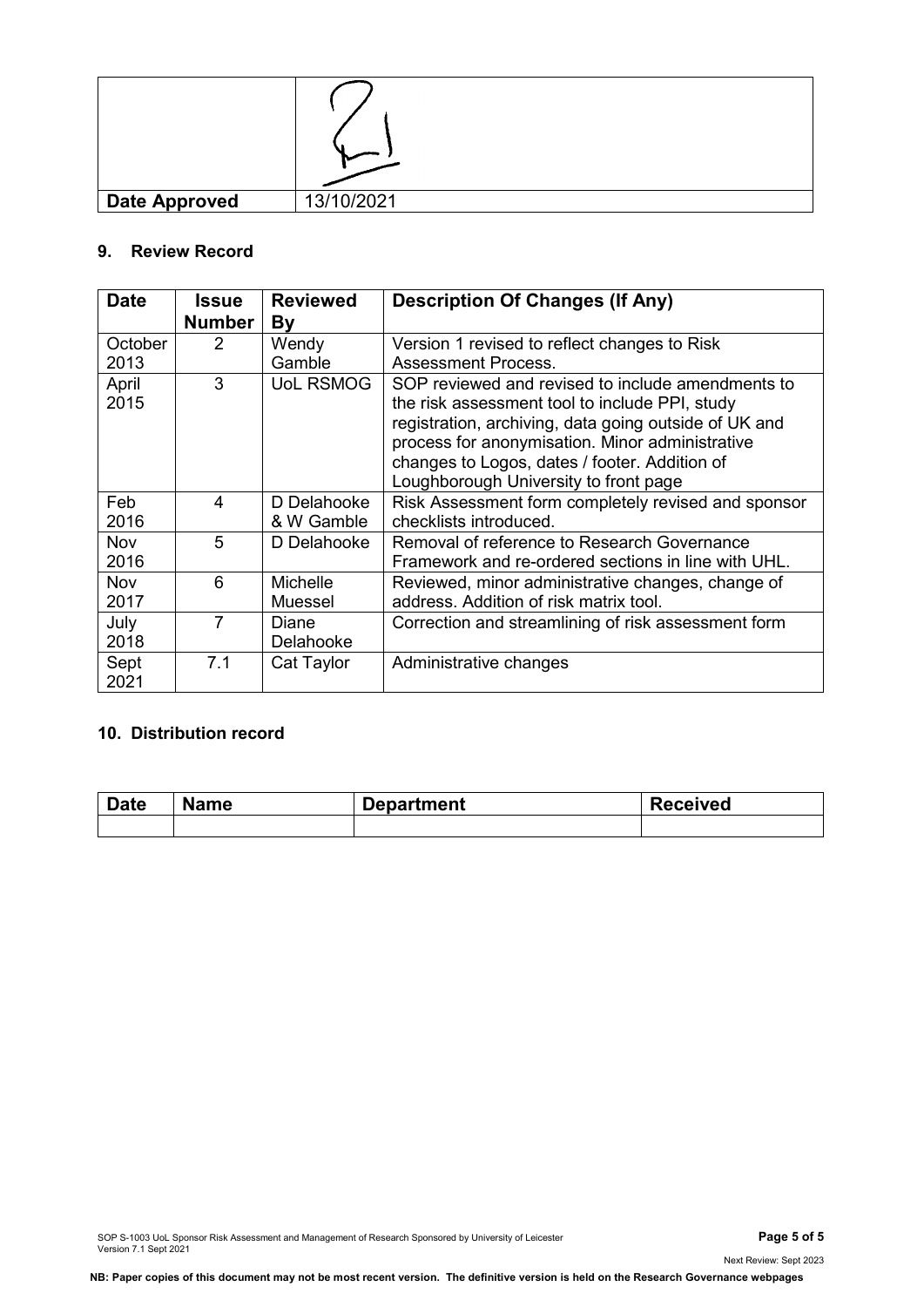| | |
|---|---|
| | |
| **Date Approved** | 13/10/2021 |

## 9. Review Record

| Date | Issue Number | Reviewed By | Description Of Changes (If Any) |
|---|---|---|---|
| October 2013 | 2 | Wendy Gamble | Version 1 revised to reflect changes to Risk Assessment Process. |
| April 2015 | 3 | UoL RSMOG | SOP reviewed and revised to include amendments to the risk assessment tool to include PPI, study registration, archiving, data going outside of UK and process for anonymisation. Minor administrative changes to Logos, dates / footer. Addition of Loughborough University to front page |
| Feb 2016 | 4 | D Delahooke & W Gamble | Risk Assessment form completely revised and sponsor checklists introduced. |
| Nov 2016 | 5 | D Delahooke | Removal of reference to Research Governance Framework and re-ordered sections in line with UHL. |
| Nov 2017 | 6 | Michelle Muessel | Reviewed, minor administrative changes, change of address. Addition of risk matrix tool. |
| July 2018 | 7 | Diane Delahooke | Correction and streamlining of risk assessment form |
| Sept 2021 | 7.1 | Cat Taylor | Administrative changes |

## 10. Distribution record

| Date | Name | Department | Received |
|---|---|---|---|
| | | | |